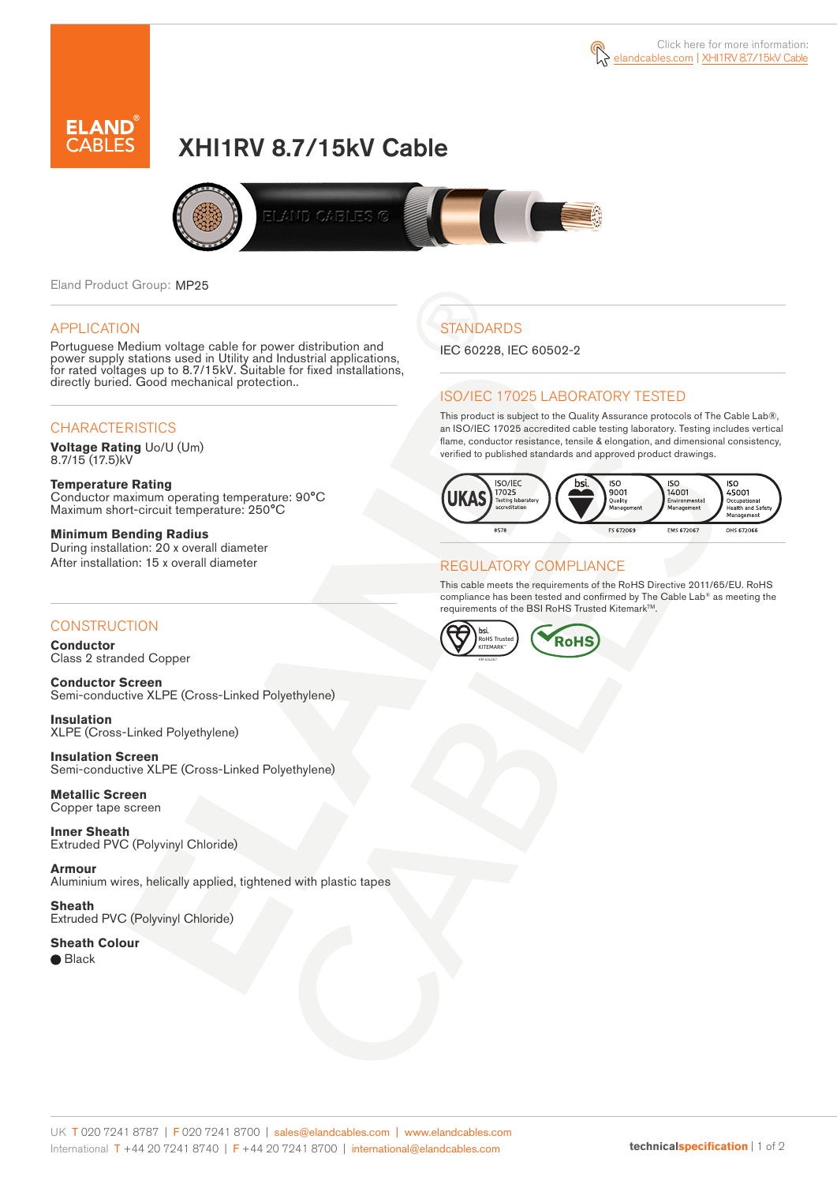Click here for more information: elandcables.com | XHI1RV 8.7/15kV Cable

# XHI1RV 8.7/15kV Cable

Eland Product Group: MP25

## APPLICATION

Portuguese Medium voltage cable for power distribution and power supply stations used in Utility and Industrial applications, for rated voltages up to 8.7/15kV. Suitable for fixed installations, directly buried. Good mechanical protection..

## CHARACTERISTICS

**Voltage Rating** Uo/U (Um)
8.7/15 (17.5)kV

**Temperature Rating**
Conductor maximum operating temperature: 90°C
Maximum short-circuit temperature: 250°C

**Minimum Bending Radius**
During installation: 20 x overall diameter
After installation: 15 x overall diameter

## CONSTRUCTION

**Conductor**
Class 2 stranded Copper

**Conductor Screen**
Semi-conductive XLPE (Cross-Linked Polyethylene)

**Insulation**
XLPE (Cross-Linked Polyethylene)

**Insulation Screen**
Semi-conductive XLPE (Cross-Linked Polyethylene)

**Metallic Screen**
Copper tape screen

**Inner Sheath**
Extruded PVC (Polyvinyl Chloride)

**Armour**
Aluminium wires, helically applied, tightened with plastic tapes

**Sheath**
Extruded PVC (Polyvinyl Chloride)

**Sheath Colour**
● Black

## STANDARDS

IEC 60228, IEC 60502-2

## ISO/IEC 17025 LABORATORY TESTED

This product is subject to the Quality Assurance protocols of The Cable Lab®, an ISO/IEC 17025 accredited cable testing laboratory. Testing includes vertical flame, conductor resistance, tensile & elongation, and dimensional consistency, verified to published standards and approved product drawings.

UKAS ISO/IEC 17025 Testing laboratory accreditation 8578 | bsi. ISO 9001 Quality Management FS 672069 | ISO 14001 Environmental Management EMS 672067 | ISO 45001 Occupational Health and Safety Management OHS 672066

## REGULATORY COMPLIANCE

This cable meets the requirements of the RoHS Directive 2011/65/EU. RoHS compliance has been tested and confirmed by The Cable Lab® as meeting the requirements of the BSI RoHS Trusted Kitemark™.

bsi. RoHS Trusted KITEMARK™ | RoHS

UK T 020 7241 8787 | F 020 7241 8700 | sales@elandcables.com | www.elandcables.com
International T +44 20 7241 8740 | F +44 20 7241 8700 | international@elandcables.com

technicalspecification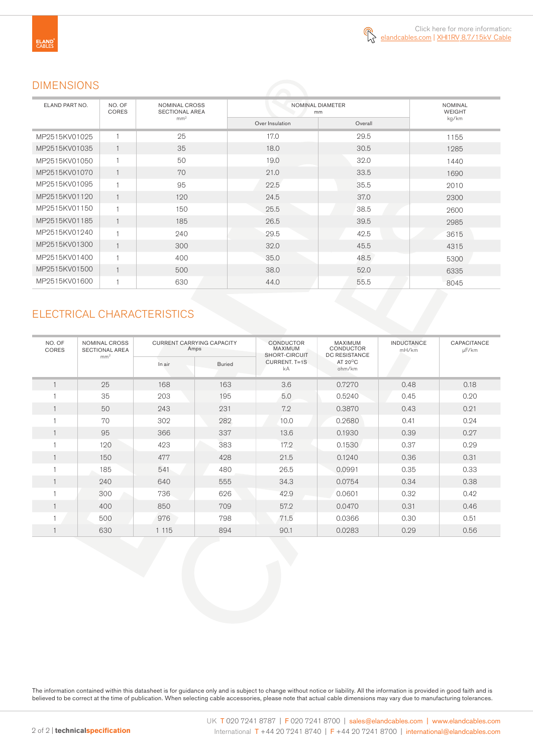Click here for more information: elandcables.com | XHI1RV 8.7/15kV Cable

## DIMENSIONS

| ELAND PART NO. | NO. OF CORES | NOMINAL CROSS SECTIONAL AREA mm² | NOMINAL DIAMETER mm | | NOMINAL WEIGHT kg/km |
|---|---|---|---|---|---|
| | | | Over Insulation | Overall | |
| MP2515KV01025 | 1 | 25 | 17.0 | 29.5 | 1155 |
| MP2515KV01035 | 1 | 35 | 18.0 | 30.5 | 1285 |
| MP2515KV01050 | 1 | 50 | 19.0 | 32.0 | 1440 |
| MP2515KV01070 | 1 | 70 | 21.0 | 33.5 | 1690 |
| MP2515KV01095 | 1 | 95 | 22.5 | 35.5 | 2010 |
| MP2515KV01120 | 1 | 120 | 24.5 | 37.0 | 2300 |
| MP2515KV01150 | 1 | 150 | 25.5 | 38.5 | 2600 |
| MP2515KV01185 | 1 | 185 | 26.5 | 39.5 | 2985 |
| MP2515KV01240 | 1 | 240 | 29.5 | 42.5 | 3615 |
| MP2515KV01300 | 1 | 300 | 32.0 | 45.5 | 4315 |
| MP2515KV01400 | 1 | 400 | 35.0 | 48.5 | 5300 |
| MP2515KV01500 | 1 | 500 | 38.0 | 52.0 | 6335 |
| MP2515KV01600 | 1 | 630 | 44.0 | 55.5 | 8045 |

## ELECTRICAL CHARACTERISTICS

| NO. OF CORES | NOMINAL CROSS SECTIONAL AREA mm² | CURRENT CARRYING CAPACITY Amps | | CONDUCTOR MAXIMUM SHORT-CIRCUIT CURRENT. T=1S kA | MAXIMUM CONDUCTOR DC RESISTANCE AT 20°C ohm/km | INDUCTANCE mH/km | CAPACITANCE µF/km |
|---|---|---|---|---|---|---|---|
| | | In air | Buried | | | | |
| 1 | 25 | 168 | 163 | 3.6 | 0.7270 | 0.48 | 0.18 |
| 1 | 35 | 203 | 195 | 5.0 | 0.5240 | 0.45 | 0.20 |
| 1 | 50 | 243 | 231 | 7.2 | 0.3870 | 0.43 | 0.21 |
| 1 | 70 | 302 | 282 | 10.0 | 0.2680 | 0.41 | 0.24 |
| 1 | 95 | 366 | 337 | 13.6 | 0.1930 | 0.39 | 0.27 |
| 1 | 120 | 423 | 383 | 17.2 | 0.1530 | 0.37 | 0.29 |
| 1 | 150 | 477 | 428 | 21.5 | 0.1240 | 0.36 | 0.31 |
| 1 | 185 | 541 | 480 | 26.5 | 0.0991 | 0.35 | 0.33 |
| 1 | 240 | 640 | 555 | 34.3 | 0.0754 | 0.34 | 0.38 |
| 1 | 300 | 736 | 626 | 42.9 | 0.0601 | 0.32 | 0.42 |
| 1 | 400 | 850 | 709 | 57.2 | 0.0470 | 0.31 | 0.46 |
| 1 | 500 | 976 | 798 | 71.5 | 0.0366 | 0.30 | 0.51 |
| 1 | 630 | 1 115 | 894 | 90.1 | 0.0283 | 0.29 | 0.56 |

The information contained within this datasheet is for guidance only and is subject to change without notice or liability. All the information is provided in good faith and is believed to be correct at the time of publication. When selecting cable accessories, please note that actual cable dimensions may vary due to manufacturing tolerances.

UK T 020 7241 8787 | F 020 7241 8700 | sales@elandcables.com | www.elandcables.com
International T +44 20 7241 8740 | F +44 20 7241 8700 | international@elandcables.com